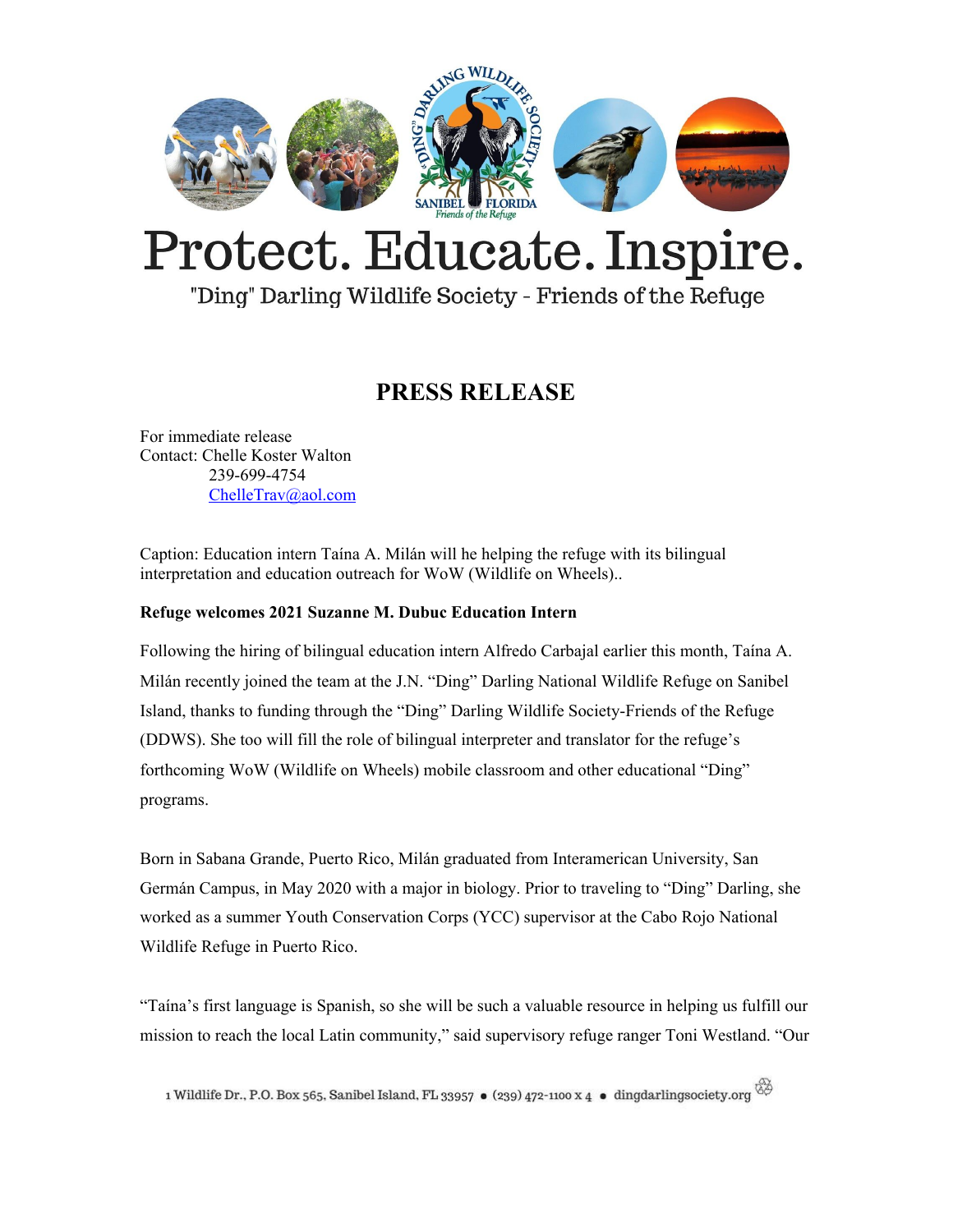# Protect. Educate. Inspire.

"Ding" Darling Wildlife Society - Friends of the Refuge

## PRESS RELEASE

For immediate release
Contact: Chelle Koster Walton
239-699-4754
ChelleTrav@aol.com

Caption: Education intern Taína A. Milán will he helping the refuge with its bilingual interpretation and education outreach for WoW (Wildlife on Wheels)..

**Refuge welcomes 2021 Suzanne M. Dubuc Education Intern**

Following the hiring of bilingual education intern Alfredo Carbajal earlier this month, Taína A. Milán recently joined the team at the J.N. "Ding" Darling National Wildlife Refuge on Sanibel Island, thanks to funding through the "Ding" Darling Wildlife Society-Friends of the Refuge (DDWS). She too will fill the role of bilingual interpreter and translator for the refuge's forthcoming WoW (Wildlife on Wheels) mobile classroom and other educational "Ding" programs.

Born in Sabana Grande, Puerto Rico, Milán graduated from Interamerican University, San Germán Campus, in May 2020 with a major in biology. Prior to traveling to "Ding" Darling, she worked as a summer Youth Conservation Corps (YCC) supervisor at the Cabo Rojo National Wildlife Refuge in Puerto Rico.

"Taína's first language is Spanish, so she will be such a valuable resource in helping us fulfill our mission to reach the local Latin community," said supervisory refuge ranger Toni Westland. "Our

1 Wildlife Dr., P.O. Box 565, Sanibel Island, FL 33957 • (239) 472-1100 x 4 • dingdarlingsociety.org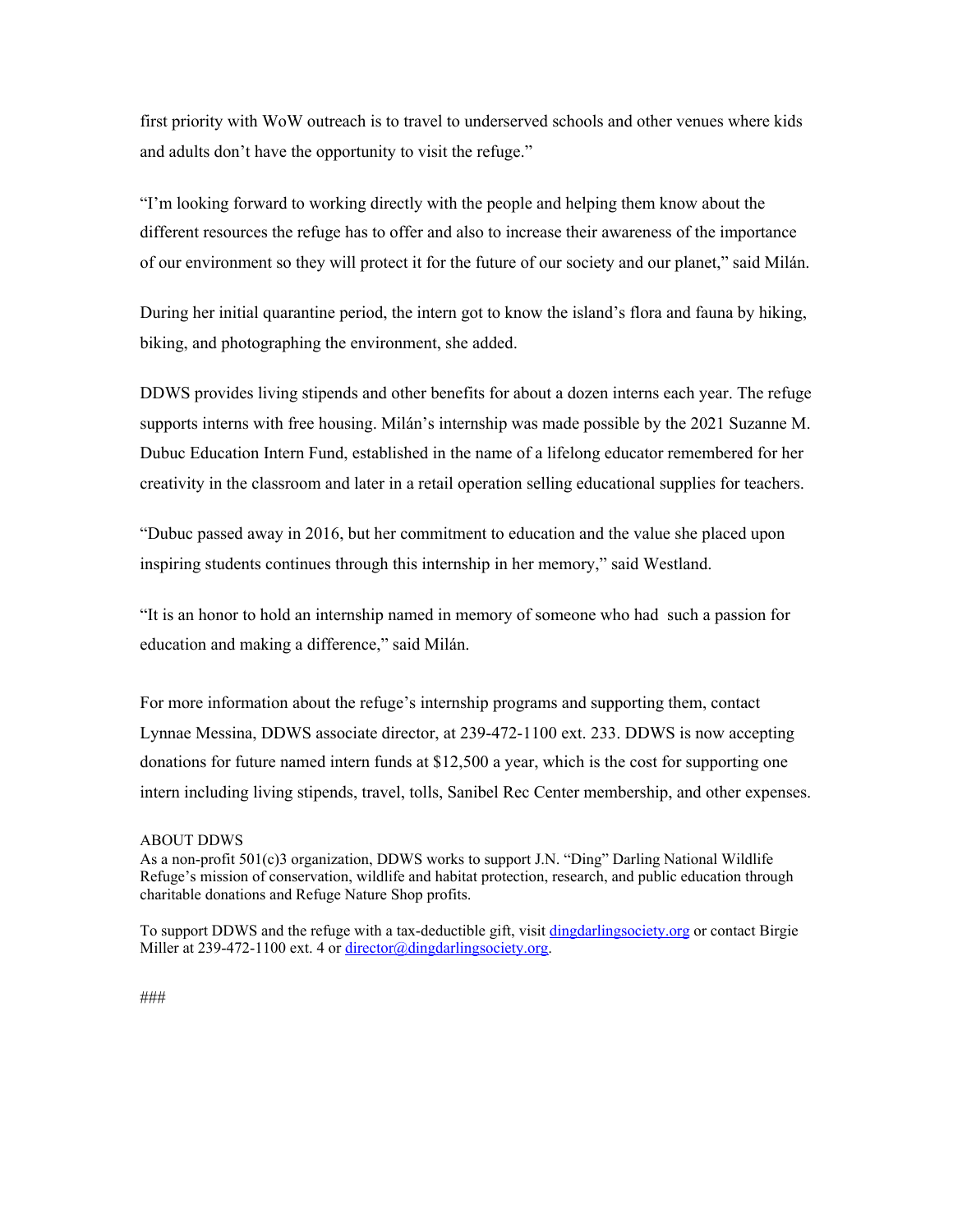first priority with WoW outreach is to travel to underserved schools and other venues where kids and adults don't have the opportunity to visit the refuge."

"I'm looking forward to working directly with the people and helping them know about the different resources the refuge has to offer and also to increase their awareness of the importance of our environment so they will protect it for the future of our society and our planet," said Milán.

During her initial quarantine period, the intern got to know the island's flora and fauna by hiking, biking, and photographing the environment, she added.

DDWS provides living stipends and other benefits for about a dozen interns each year. The refuge supports interns with free housing. Milán's internship was made possible by the 2021 Suzanne M. Dubuc Education Intern Fund, established in the name of a lifelong educator remembered for her creativity in the classroom and later in a retail operation selling educational supplies for teachers.

"Dubuc passed away in 2016, but her commitment to education and the value she placed upon inspiring students continues through this internship in her memory," said Westland.

"It is an honor to hold an internship named in memory of someone who had such a passion for education and making a difference," said Milán.

For more information about the refuge's internship programs and supporting them, contact Lynnae Messina, DDWS associate director, at 239-472-1100 ext. 233. DDWS is now accepting donations for future named intern funds at $12,500 a year, which is the cost for supporting one intern including living stipends, travel, tolls, Sanibel Rec Center membership, and other expenses.

ABOUT DDWS
As a non-profit 501(c)3 organization, DDWS works to support J.N. "Ding" Darling National Wildlife Refuge's mission of conservation, wildlife and habitat protection, research, and public education through charitable donations and Refuge Nature Shop profits.

To support DDWS and the refuge with a tax-deductible gift, visit [dingdarlingsociety.org](http://dingdarlingsociety.org) or contact Birgie Miller at 239-472-1100 ext. 4 or [director@dingdarlingsociety.org](mailto:director@dingdarlingsociety.org).

###